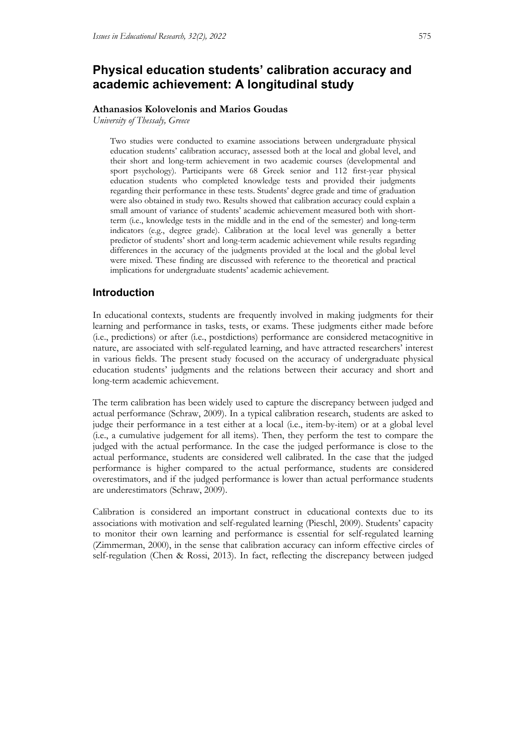# Physical education students' calibration accuracy and academic achievement: A longitudinal study

**Athanasios Kolovelonis and Marios Goudas**

*University of Thessaly, Greece*

> Two studies were conducted to examine associations between undergraduate physical education students' calibration accuracy, assessed both at the local and global level, and their short and long-term achievement in two academic courses (developmental and sport psychology). Participants were 68 Greek senior and 112 first-year physical education students who completed knowledge tests and provided their judgments regarding their performance in these tests. Students' degree grade and time of graduation were also obtained in study two. Results showed that calibration accuracy could explain a small amount of variance of students' academic achievement measured both with short-term (i.e., knowledge tests in the middle and in the end of the semester) and long-term indicators (e.g., degree grade). Calibration at the local level was generally a better predictor of students' short and long-term academic achievement while results regarding differences in the accuracy of the judgments provided at the local and the global level were mixed. These finding are discussed with reference to the theoretical and practical implications for undergraduate students' academic achievement.

## Introduction

In educational contexts, students are frequently involved in making judgments for their learning and performance in tasks, tests, or exams. These judgments either made before (i.e., predictions) or after (i.e., postdictions) performance are considered metacognitive in nature, are associated with self-regulated learning, and have attracted researchers' interest in various fields. The present study focused on the accuracy of undergraduate physical education students' judgments and the relations between their accuracy and short and long-term academic achievement.

The term calibration has been widely used to capture the discrepancy between judged and actual performance (Schraw, 2009). In a typical calibration research, students are asked to judge their performance in a test either at a local (i.e., item-by-item) or at a global level (i.e., a cumulative judgement for all items). Then, they perform the test to compare the judged with the actual performance. In the case the judged performance is close to the actual performance, students are considered well calibrated. In the case that the judged performance is higher compared to the actual performance, students are considered overestimators, and if the judged performance is lower than actual performance students are underestimators (Schraw, 2009).

Calibration is considered an important construct in educational contexts due to its associations with motivation and self-regulated learning (Pieschl, 2009). Students' capacity to monitor their own learning and performance is essential for self-regulated learning (Zimmerman, 2000), in the sense that calibration accuracy can inform effective circles of self-regulation (Chen & Rossi, 2013). In fact, reflecting the discrepancy between judged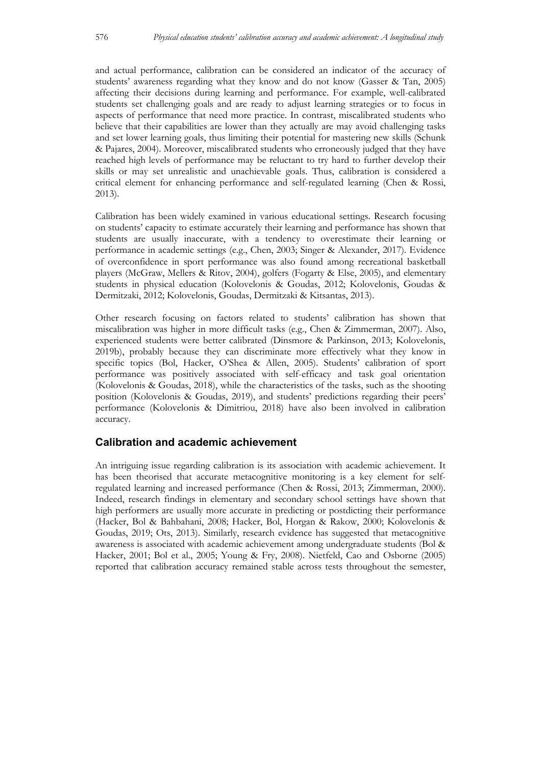and actual performance, calibration can be considered an indicator of the accuracy of students' awareness regarding what they know and do not know (Gasser & Tan, 2005) affecting their decisions during learning and performance. For example, well-calibrated students set challenging goals and are ready to adjust learning strategies or to focus in aspects of performance that need more practice. In contrast, miscalibrated students who believe that their capabilities are lower than they actually are may avoid challenging tasks and set lower learning goals, thus limiting their potential for mastering new skills (Schunk & Pajares, 2004). Moreover, miscalibrated students who erroneously judged that they have reached high levels of performance may be reluctant to try hard to further develop their skills or may set unrealistic and unachievable goals. Thus, calibration is considered a critical element for enhancing performance and self-regulated learning (Chen & Rossi, 2013).

Calibration has been widely examined in various educational settings. Research focusing on students' capacity to estimate accurately their learning and performance has shown that students are usually inaccurate, with a tendency to overestimate their learning or performance in academic settings (e.g., Chen, 2003; Singer & Alexander, 2017). Evidence of overconfidence in sport performance was also found among recreational basketball players (McGraw, Mellers & Ritov, 2004), golfers (Fogarty & Else, 2005), and elementary students in physical education (Kolovelonis & Goudas, 2012; Kolovelonis, Goudas & Dermitzaki, 2012; Kolovelonis, Goudas, Dermitzaki & Kitsantas, 2013).

Other research focusing on factors related to students' calibration has shown that miscalibration was higher in more difficult tasks (e.g., Chen & Zimmerman, 2007). Also, experienced students were better calibrated (Dinsmore & Parkinson, 2013; Kolovelonis, 2019b), probably because they can discriminate more effectively what they know in specific topics (Bol, Hacker, O'Shea & Allen, 2005). Students' calibration of sport performance was positively associated with self-efficacy and task goal orientation (Kolovelonis & Goudas, 2018), while the characteristics of the tasks, such as the shooting position (Kolovelonis & Goudas, 2019), and students' predictions regarding their peers' performance (Kolovelonis & Dimitriou, 2018) have also been involved in calibration accuracy.

## Calibration and academic achievement

An intriguing issue regarding calibration is its association with academic achievement. It has been theorised that accurate metacognitive monitoring is a key element for self-regulated learning and increased performance (Chen & Rossi, 2013; Zimmerman, 2000). Indeed, research findings in elementary and secondary school settings have shown that high performers are usually more accurate in predicting or postdicting their performance (Hacker, Bol & Bahbahani, 2008; Hacker, Bol, Horgan & Rakow, 2000; Kolovelonis & Goudas, 2019; Ots, 2013). Similarly, research evidence has suggested that metacognitive awareness is associated with academic achievement among undergraduate students (Bol & Hacker, 2001; Bol et al., 2005; Young & Fry, 2008). Nietfeld, Cao and Osborne (2005) reported that calibration accuracy remained stable across tests throughout the semester,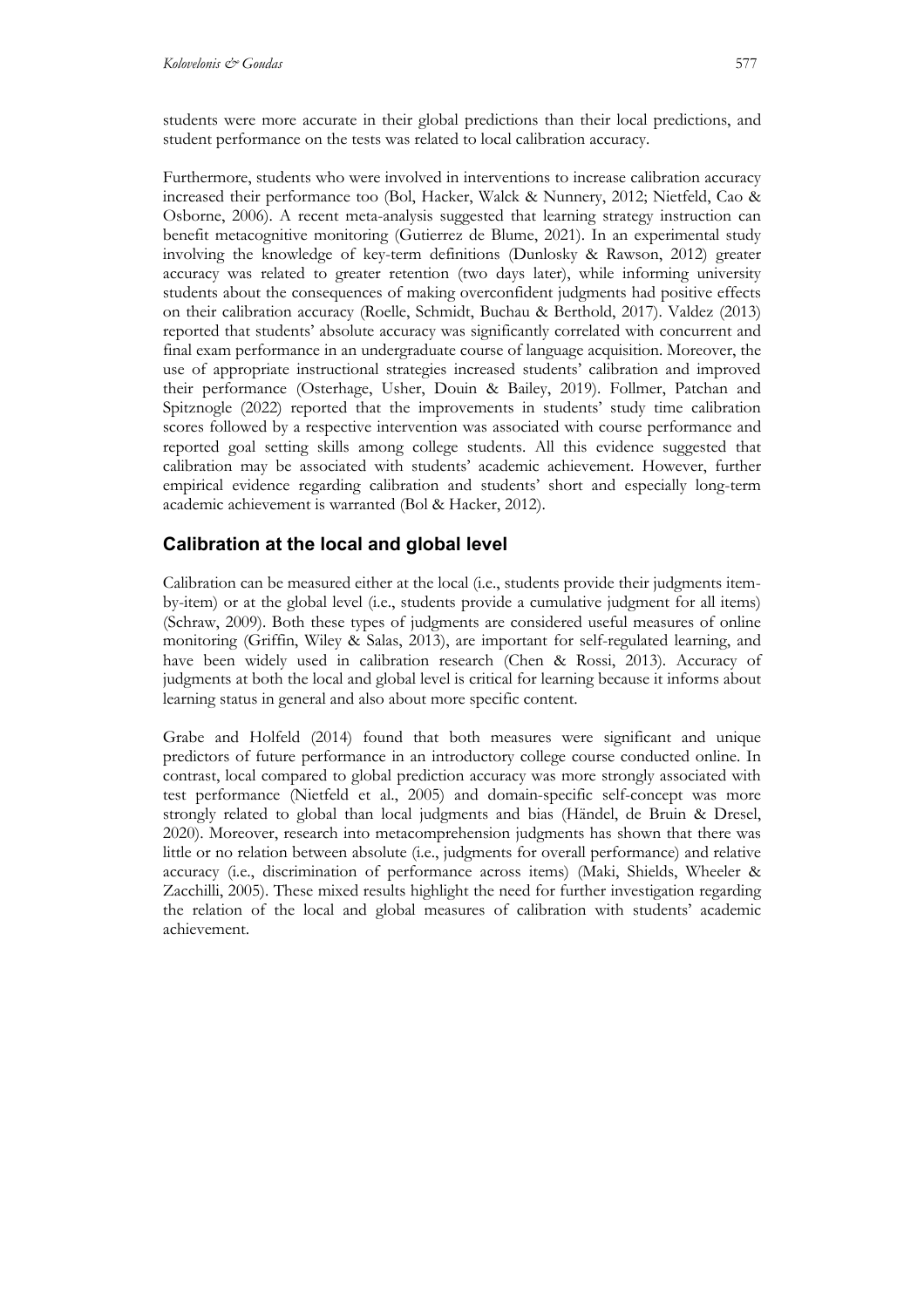students were more accurate in their global predictions than their local predictions, and student performance on the tests was related to local calibration accuracy.

Furthermore, students who were involved in interventions to increase calibration accuracy increased their performance too (Bol, Hacker, Walck & Nunnery, 2012; Nietfeld, Cao & Osborne, 2006). A recent meta-analysis suggested that learning strategy instruction can benefit metacognitive monitoring (Gutierrez de Blume, 2021). In an experimental study involving the knowledge of key-term definitions (Dunlosky & Rawson, 2012) greater accuracy was related to greater retention (two days later), while informing university students about the consequences of making overconfident judgments had positive effects on their calibration accuracy (Roelle, Schmidt, Buchau & Berthold, 2017). Valdez (2013) reported that students' absolute accuracy was significantly correlated with concurrent and final exam performance in an undergraduate course of language acquisition. Moreover, the use of appropriate instructional strategies increased students' calibration and improved their performance (Osterhage, Usher, Douin & Bailey, 2019). Follmer, Patchan and Spitznogle (2022) reported that the improvements in students' study time calibration scores followed by a respective intervention was associated with course performance and reported goal setting skills among college students. All this evidence suggested that calibration may be associated with students' academic achievement. However, further empirical evidence regarding calibration and students' short and especially long-term academic achievement is warranted (Bol & Hacker, 2012).

## Calibration at the local and global level

Calibration can be measured either at the local (i.e., students provide their judgments item-by-item) or at the global level (i.e., students provide a cumulative judgment for all items) (Schraw, 2009). Both these types of judgments are considered useful measures of online monitoring (Griffin, Wiley & Salas, 2013), are important for self-regulated learning, and have been widely used in calibration research (Chen & Rossi, 2013). Accuracy of judgments at both the local and global level is critical for learning because it informs about learning status in general and also about more specific content.

Grabe and Holfeld (2014) found that both measures were significant and unique predictors of future performance in an introductory college course conducted online. In contrast, local compared to global prediction accuracy was more strongly associated with test performance (Nietfeld et al., 2005) and domain-specific self-concept was more strongly related to global than local judgments and bias (Händel, de Bruin & Dresel, 2020). Moreover, research into metacomprehension judgments has shown that there was little or no relation between absolute (i.e., judgments for overall performance) and relative accuracy (i.e., discrimination of performance across items) (Maki, Shields, Wheeler & Zacchilli, 2005). These mixed results highlight the need for further investigation regarding the relation of the local and global measures of calibration with students' academic achievement.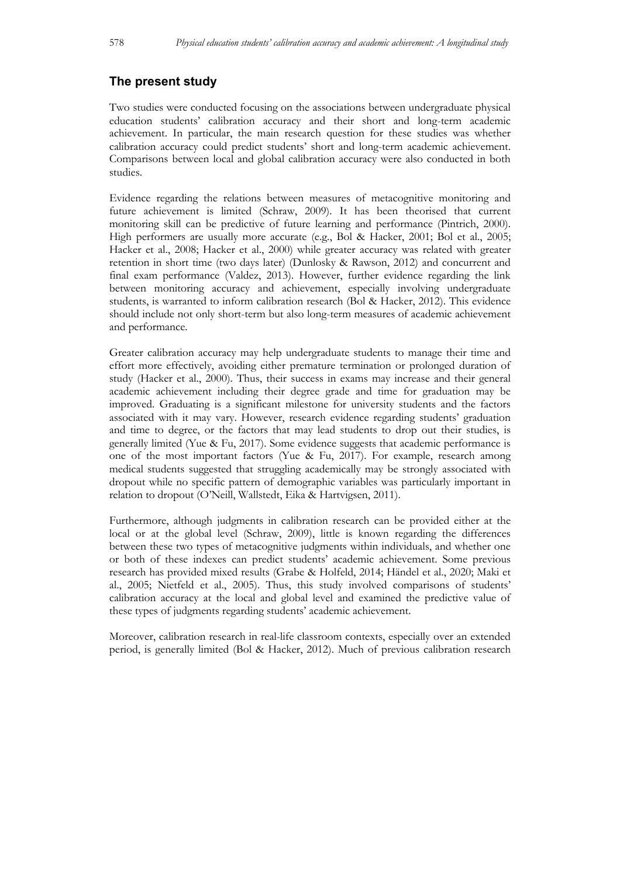## The present study

Two studies were conducted focusing on the associations between undergraduate physical education students' calibration accuracy and their short and long-term academic achievement. In particular, the main research question for these studies was whether calibration accuracy could predict students' short and long-term academic achievement. Comparisons between local and global calibration accuracy were also conducted in both studies.

Evidence regarding the relations between measures of metacognitive monitoring and future achievement is limited (Schraw, 2009). It has been theorised that current monitoring skill can be predictive of future learning and performance (Pintrich, 2000). High performers are usually more accurate (e.g., Bol & Hacker, 2001; Bol et al., 2005; Hacker et al., 2008; Hacker et al., 2000) while greater accuracy was related with greater retention in short time (two days later) (Dunlosky & Rawson, 2012) and concurrent and final exam performance (Valdez, 2013). However, further evidence regarding the link between monitoring accuracy and achievement, especially involving undergraduate students, is warranted to inform calibration research (Bol & Hacker, 2012). This evidence should include not only short-term but also long-term measures of academic achievement and performance.

Greater calibration accuracy may help undergraduate students to manage their time and effort more effectively, avoiding either premature termination or prolonged duration of study (Hacker et al., 2000). Thus, their success in exams may increase and their general academic achievement including their degree grade and time for graduation may be improved. Graduating is a significant milestone for university students and the factors associated with it may vary. However, research evidence regarding students' graduation and time to degree, or the factors that may lead students to drop out their studies, is generally limited (Yue & Fu, 2017). Some evidence suggests that academic performance is one of the most important factors (Yue & Fu, 2017). For example, research among medical students suggested that struggling academically may be strongly associated with dropout while no specific pattern of demographic variables was particularly important in relation to dropout (O'Neill, Wallstedt, Eika & Hartvigsen, 2011).

Furthermore, although judgments in calibration research can be provided either at the local or at the global level (Schraw, 2009), little is known regarding the differences between these two types of metacognitive judgments within individuals, and whether one or both of these indexes can predict students' academic achievement. Some previous research has provided mixed results (Grabe & Holfeld, 2014; Händel et al., 2020; Maki et al., 2005; Nietfeld et al., 2005). Thus, this study involved comparisons of students' calibration accuracy at the local and global level and examined the predictive value of these types of judgments regarding students' academic achievement.

Moreover, calibration research in real-life classroom contexts, especially over an extended period, is generally limited (Bol & Hacker, 2012). Much of previous calibration research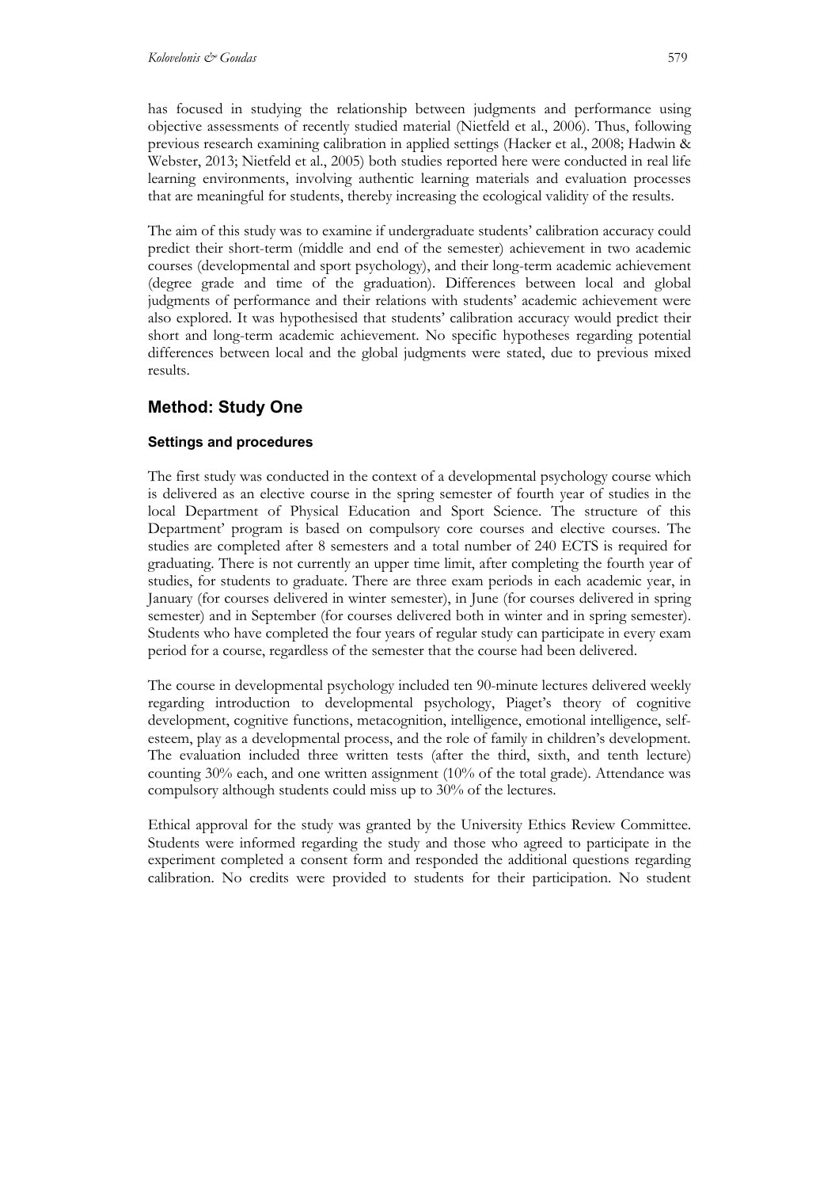has focused in studying the relationship between judgments and performance using objective assessments of recently studied material (Nietfeld et al., 2006). Thus, following previous research examining calibration in applied settings (Hacker et al., 2008; Hadwin & Webster, 2013; Nietfeld et al., 2005) both studies reported here were conducted in real life learning environments, involving authentic learning materials and evaluation processes that are meaningful for students, thereby increasing the ecological validity of the results.

The aim of this study was to examine if undergraduate students' calibration accuracy could predict their short-term (middle and end of the semester) achievement in two academic courses (developmental and sport psychology), and their long-term academic achievement (degree grade and time of the graduation). Differences between local and global judgments of performance and their relations with students' academic achievement were also explored. It was hypothesised that students' calibration accuracy would predict their short and long-term academic achievement. No specific hypotheses regarding potential differences between local and the global judgments were stated, due to previous mixed results.

## Method: Study One

### Settings and procedures

The first study was conducted in the context of a developmental psychology course which is delivered as an elective course in the spring semester of fourth year of studies in the local Department of Physical Education and Sport Science. The structure of this Department' program is based on compulsory core courses and elective courses. The studies are completed after 8 semesters and a total number of 240 ECTS is required for graduating. There is not currently an upper time limit, after completing the fourth year of studies, for students to graduate. There are three exam periods in each academic year, in January (for courses delivered in winter semester), in June (for courses delivered in spring semester) and in September (for courses delivered both in winter and in spring semester). Students who have completed the four years of regular study can participate in every exam period for a course, regardless of the semester that the course had been delivered.

The course in developmental psychology included ten 90-minute lectures delivered weekly regarding introduction to developmental psychology, Piaget's theory of cognitive development, cognitive functions, metacognition, intelligence, emotional intelligence, self-esteem, play as a developmental process, and the role of family in children's development. The evaluation included three written tests (after the third, sixth, and tenth lecture) counting 30% each, and one written assignment (10% of the total grade). Attendance was compulsory although students could miss up to 30% of the lectures.

Ethical approval for the study was granted by the University Ethics Review Committee. Students were informed regarding the study and those who agreed to participate in the experiment completed a consent form and responded the additional questions regarding calibration. No credits were provided to students for their participation. No student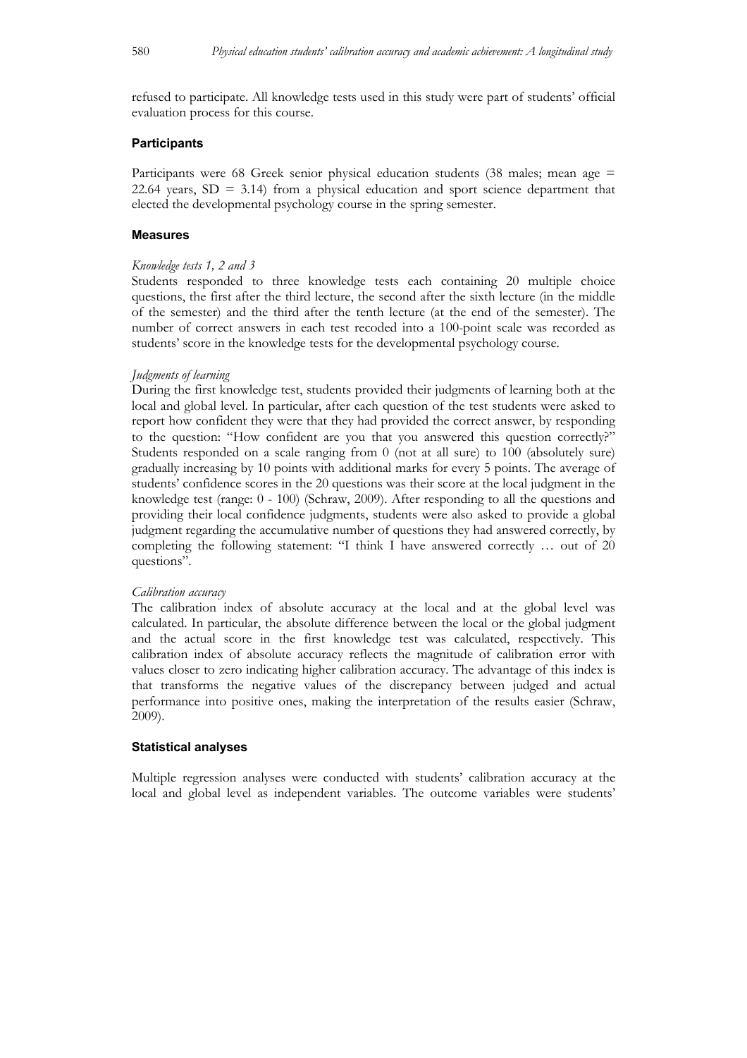refused to participate. All knowledge tests used in this study were part of students' official evaluation process for this course.

### Participants

Participants were 68 Greek senior physical education students (38 males; mean age = 22.64 years, SD = 3.14) from a physical education and sport science department that elected the developmental psychology course in the spring semester.

### Measures

#### *Knowledge tests 1, 2 and 3*

Students responded to three knowledge tests each containing 20 multiple choice questions, the first after the third lecture, the second after the sixth lecture (in the middle of the semester) and the third after the tenth lecture (at the end of the semester). The number of correct answers in each test recoded into a 100-point scale was recorded as students' score in the knowledge tests for the developmental psychology course.

#### *Judgments of learning*

During the first knowledge test, students provided their judgments of learning both at the local and global level. In particular, after each question of the test students were asked to report how confident they were that they had provided the correct answer, by responding to the question: "How confident are you that you answered this question correctly?" Students responded on a scale ranging from 0 (not at all sure) to 100 (absolutely sure) gradually increasing by 10 points with additional marks for every 5 points. The average of students' confidence scores in the 20 questions was their score at the local judgment in the knowledge test (range: 0 - 100) (Schraw, 2009). After responding to all the questions and providing their local confidence judgments, students were also asked to provide a global judgment regarding the accumulative number of questions they had answered correctly, by completing the following statement: "I think I have answered correctly … out of 20 questions".

#### *Calibration accuracy*

The calibration index of absolute accuracy at the local and at the global level was calculated. In particular, the absolute difference between the local or the global judgment and the actual score in the first knowledge test was calculated, respectively. This calibration index of absolute accuracy reflects the magnitude of calibration error with values closer to zero indicating higher calibration accuracy. The advantage of this index is that transforms the negative values of the discrepancy between judged and actual performance into positive ones, making the interpretation of the results easier (Schraw, 2009).

### Statistical analyses

Multiple regression analyses were conducted with students' calibration accuracy at the local and global level as independent variables. The outcome variables were students'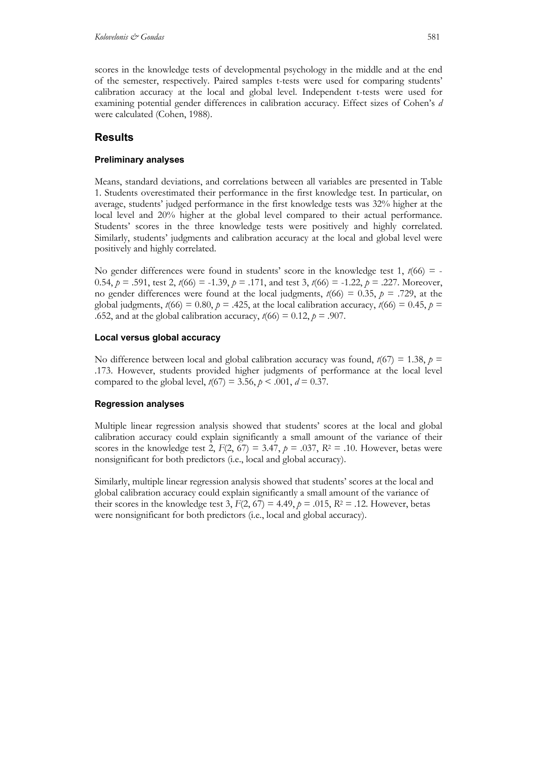scores in the knowledge tests of developmental psychology in the middle and at the end of the semester, respectively. Paired samples t-tests were used for comparing students' calibration accuracy at the local and global level. Independent t-tests were used for examining potential gender differences in calibration accuracy. Effect sizes of Cohen's *d* were calculated (Cohen, 1988).

## Results

### Preliminary analyses

Means, standard deviations, and correlations between all variables are presented in Table 1. Students overestimated their performance in the first knowledge test. In particular, on average, students' judged performance in the first knowledge tests was 32% higher at the local level and 20% higher at the global level compared to their actual performance. Students' scores in the three knowledge tests were positively and highly correlated. Similarly, students' judgments and calibration accuracy at the local and global level were positively and highly correlated.

No gender differences were found in students' score in the knowledge test 1, $t(66) = -0.54$, $p = .591$, test 2, $t(66) = -1.39$, $p = .171$, and test 3, $t(66) = -1.22$, $p = .227$. Moreover, no gender differences were found at the local judgments, $t(66) = 0.35$, $p = .729$, at the global judgments, $t(66) = 0.80$, $p = .425$, at the local calibration accuracy, $t(66) = 0.45$, $p = .652$, and at the global calibration accuracy, $t(66) = 0.12$, $p = .907$.

### Local versus global accuracy

No difference between local and global calibration accuracy was found, $t(67) = 1.38$, $p = .173$. However, students provided higher judgments of performance at the local level compared to the global level, $t(67) = 3.56$, $p < .001$, $d = 0.37$.

### Regression analyses

Multiple linear regression analysis showed that students' scores at the local and global calibration accuracy could explain significantly a small amount of the variance of their scores in the knowledge test 2, $F(2, 67) = 3.47$, $p = .037$, $R^2 = .10$. However, betas were nonsignificant for both predictors (i.e., local and global accuracy).

Similarly, multiple linear regression analysis showed that students' scores at the local and global calibration accuracy could explain significantly a small amount of the variance of their scores in the knowledge test 3, $F(2, 67) = 4.49$, $p = .015$, $R^2 = .12$. However, betas were nonsignificant for both predictors (i.e., local and global accuracy).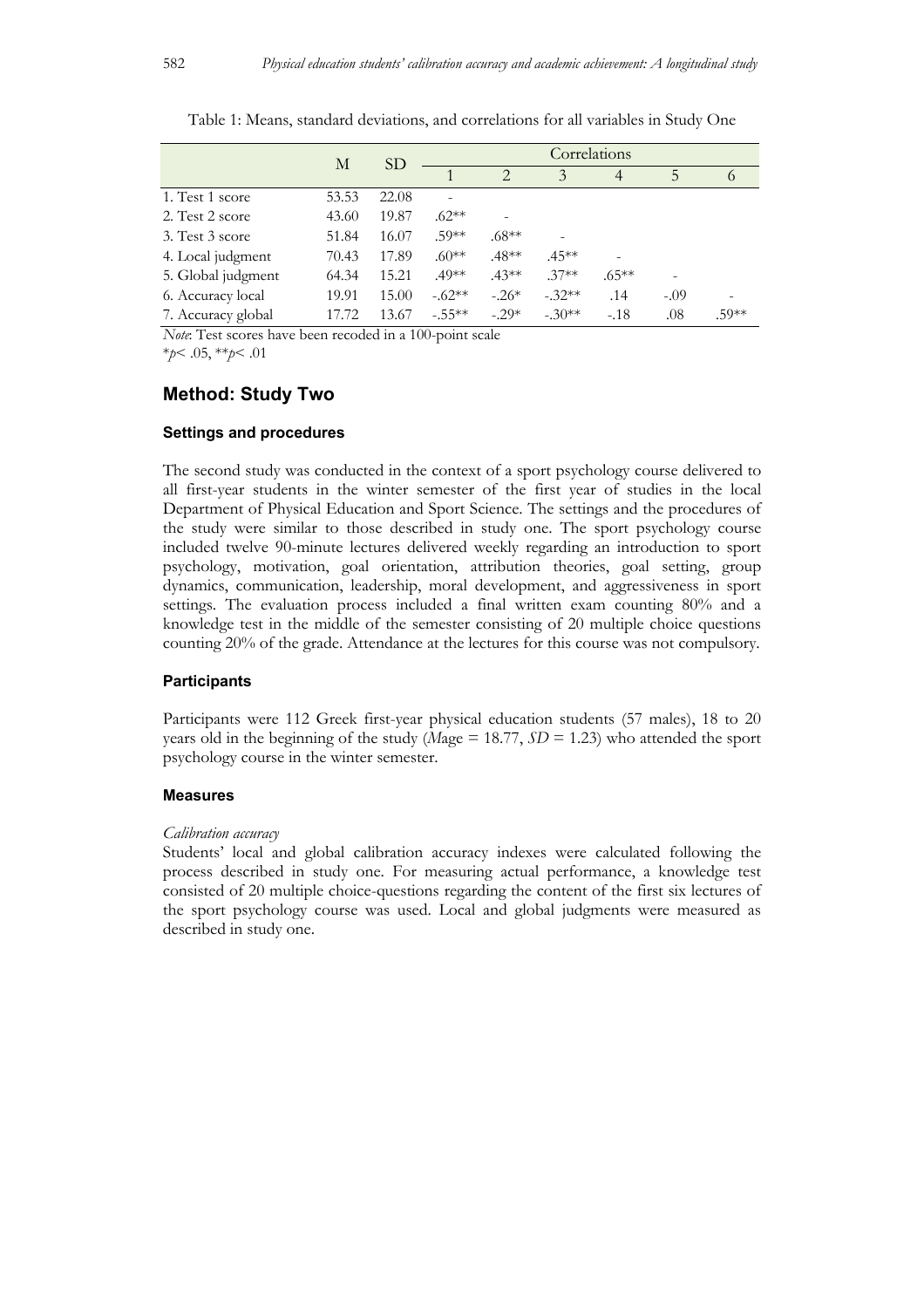Table 1: Means, standard deviations, and correlations for all variables in Study One

| | M | SD | Correlations | | | | | |
|---|---|---|---|---|---|---|---|---|
| | | | 1 | 2 | 3 | 4 | 5 | 6 |
| 1. Test 1 score | 53.53 | 22.08 | - | | | | | |
| 2. Test 2 score | 43.60 | 19.87 | .62** | - | | | | |
| 3. Test 3 score | 51.84 | 16.07 | .59** | .68** | - | | | |
| 4. Local judgment | 70.43 | 17.89 | .60** | .48** | .45** | - | | |
| 5. Global judgment | 64.34 | 15.21 | .49** | .43** | .37** | .65** | - | |
| 6. Accuracy local | 19.91 | 15.00 | -.62** | -.26* | -.32** | .14 | -.09 | - |
| 7. Accuracy global | 17.72 | 13.67 | -.55** | -.29* | -.30** | -.18 | .08 | .59** |

*Note*: Test scores have been recoded in a 100-point scale
*$p < .05$, **$p < .01$

## Method: Study Two

### Settings and procedures

The second study was conducted in the context of a sport psychology course delivered to all first-year students in the winter semester of the first year of studies in the local Department of Physical Education and Sport Science. The settings and the procedures of the study were similar to those described in study one. The sport psychology course included twelve 90-minute lectures delivered weekly regarding an introduction to sport psychology, motivation, goal orientation, attribution theories, goal setting, group dynamics, communication, leadership, moral development, and aggressiveness in sport settings. The evaluation process included a final written exam counting 80% and a knowledge test in the middle of the semester consisting of 20 multiple choice questions counting 20% of the grade. Attendance at the lectures for this course was not compulsory.

### Participants

Participants were 112 Greek first-year physical education students (57 males), 18 to 20 years old in the beginning of the study (*M*age = 18.77, *SD* = 1.23) who attended the sport psychology course in the winter semester.

### Measures

*Calibration accuracy*

Students' local and global calibration accuracy indexes were calculated following the process described in study one. For measuring actual performance, a knowledge test consisted of 20 multiple choice-questions regarding the content of the first six lectures of the sport psychology course was used. Local and global judgments were measured as described in study one.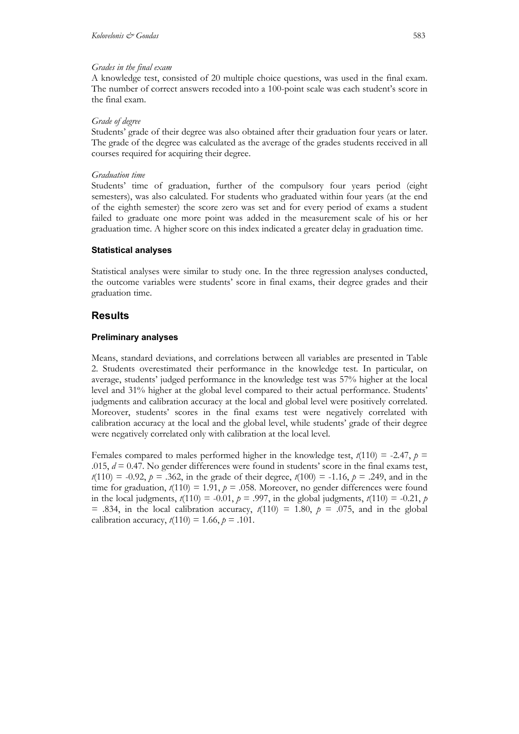*Grades in the final exam*

A knowledge test, consisted of 20 multiple choice questions, was used in the final exam. The number of correct answers recoded into a 100-point scale was each student's score in the final exam.

*Grade of degree*

Students' grade of their degree was also obtained after their graduation four years or later. The grade of the degree was calculated as the average of the grades students received in all courses required for acquiring their degree.

*Graduation time*

Students' time of graduation, further of the compulsory four years period (eight semesters), was also calculated. For students who graduated within four years (at the end of the eighth semester) the score zero was set and for every period of exams a student failed to graduate one more point was added in the measurement scale of his or her graduation time. A higher score on this index indicated a greater delay in graduation time.

### Statistical analyses

Statistical analyses were similar to study one. In the three regression analyses conducted, the outcome variables were students' score in final exams, their degree grades and their graduation time.

## Results

### Preliminary analyses

Means, standard deviations, and correlations between all variables are presented in Table 2. Students overestimated their performance in the knowledge test. In particular, on average, students' judged performance in the knowledge test was 57% higher at the local level and 31% higher at the global level compared to their actual performance. Students' judgments and calibration accuracy at the local and global level were positively correlated. Moreover, students' scores in the final exams test were negatively correlated with calibration accuracy at the local and the global level, while students' grade of their degree were negatively correlated only with calibration at the local level.

Females compared to males performed higher in the knowledge test, $t(110) = -2.47$, $p = .015$, $d = 0.47$. No gender differences were found in students' score in the final exams test, $t(110) = -0.92$, $p = .362$, in the grade of their degree, $t(100) = -1.16$, $p = .249$, and in the time for graduation, $t(110) = 1.91$, $p = .058$. Moreover, no gender differences were found in the local judgments, $t(110) = -0.01$, $p = .997$, in the global judgments, $t(110) = -0.21$, $p = .834$, in the local calibration accuracy, $t(110) = 1.80$, $p = .075$, and in the global calibration accuracy, $t(110) = 1.66$, $p = .101$.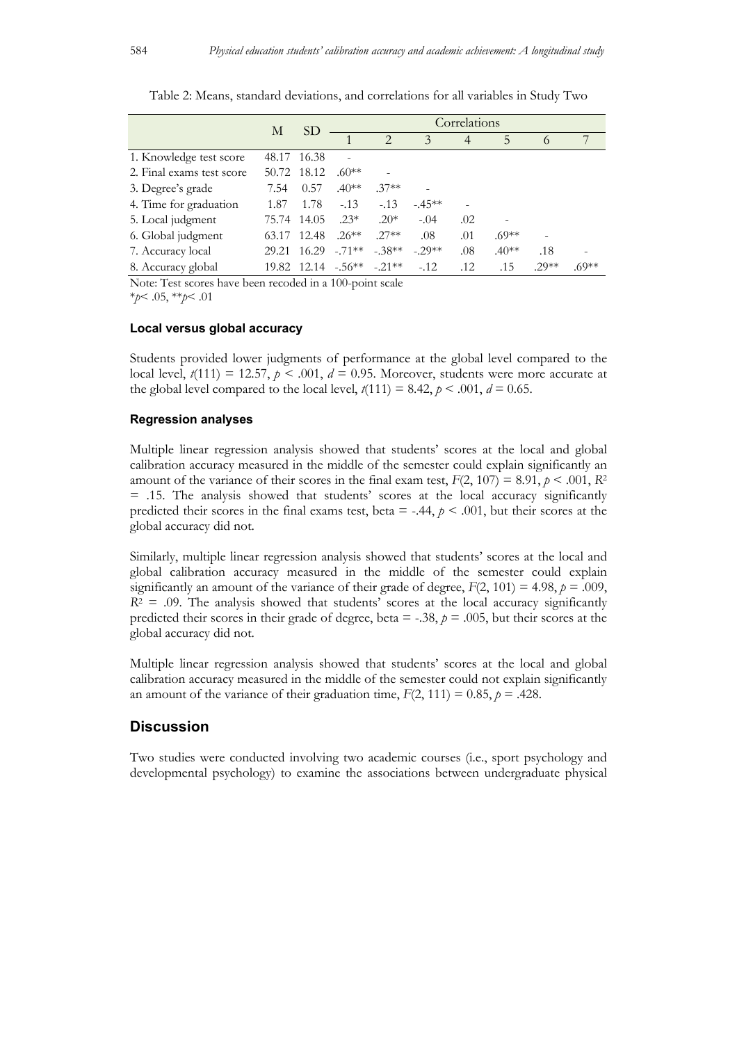Table 2: Means, standard deviations, and correlations for all variables in Study Two

| | M | SD | Correlations | | | | | | |
|---|---|---|---|---|---|---|---|---|---|
| | | | 1 | 2 | 3 | 4 | 5 | 6 | 7 |
| 1. Knowledge test score | 48.17 | 16.38 | - | | | | | | |
| 2. Final exams test score | 50.72 | 18.12 | .60** | - | | | | | |
| 3. Degree's grade | 7.54 | 0.57 | .40** | .37** | - | | | | |
| 4. Time for graduation | 1.87 | 1.78 | -.13 | -.13 | -.45** | - | | | |
| 5. Local judgment | 75.74 | 14.05 | .23* | .20* | -.04 | .02 | - | | |
| 6. Global judgment | 63.17 | 12.48 | .26** | .27** | .08 | .01 | .69** | - | |
| 7. Accuracy local | 29.21 | 16.29 | -.71** | -.38** | -.29** | .08 | .40** | .18 | - |
| 8. Accuracy global | 19.82 | 12.14 | -.56** | -.21** | -.12 | .12 | .15 | .29** | .69** |

Note: Test scores have been recoded in a 100-point scale
*$p$< .05, **$p$< .01

#### Local versus global accuracy

Students provided lower judgments of performance at the global level compared to the local level, $t(111) = 12.57$, $p < .001$, $d = 0.95$. Moreover, students were more accurate at the global level compared to the local level, $t(111) = 8.42$, $p < .001$, $d = 0.65$.

#### Regression analyses

Multiple linear regression analysis showed that students' scores at the local and global calibration accuracy measured in the middle of the semester could explain significantly an amount of the variance of their scores in the final exam test, $F(2, 107) = 8.91$, $p < .001$, $R^2 = .15$. The analysis showed that students' scores at the local accuracy significantly predicted their scores in the final exams test, beta = -.44, $p < .001$, but their scores at the global accuracy did not.

Similarly, multiple linear regression analysis showed that students' scores at the local and global calibration accuracy measured in the middle of the semester could explain significantly an amount of the variance of their grade of degree, $F(2, 101) = 4.98$, $p = .009$, $R^2 = .09$. The analysis showed that students' scores at the local accuracy significantly predicted their scores in their grade of degree, beta = -.38, $p = .005$, but their scores at the global accuracy did not.

Multiple linear regression analysis showed that students' scores at the local and global calibration accuracy measured in the middle of the semester could not explain significantly an amount of the variance of their graduation time, $F(2, 111) = 0.85$, $p = .428$.

## Discussion

Two studies were conducted involving two academic courses (i.e., sport psychology and developmental psychology) to examine the associations between undergraduate physical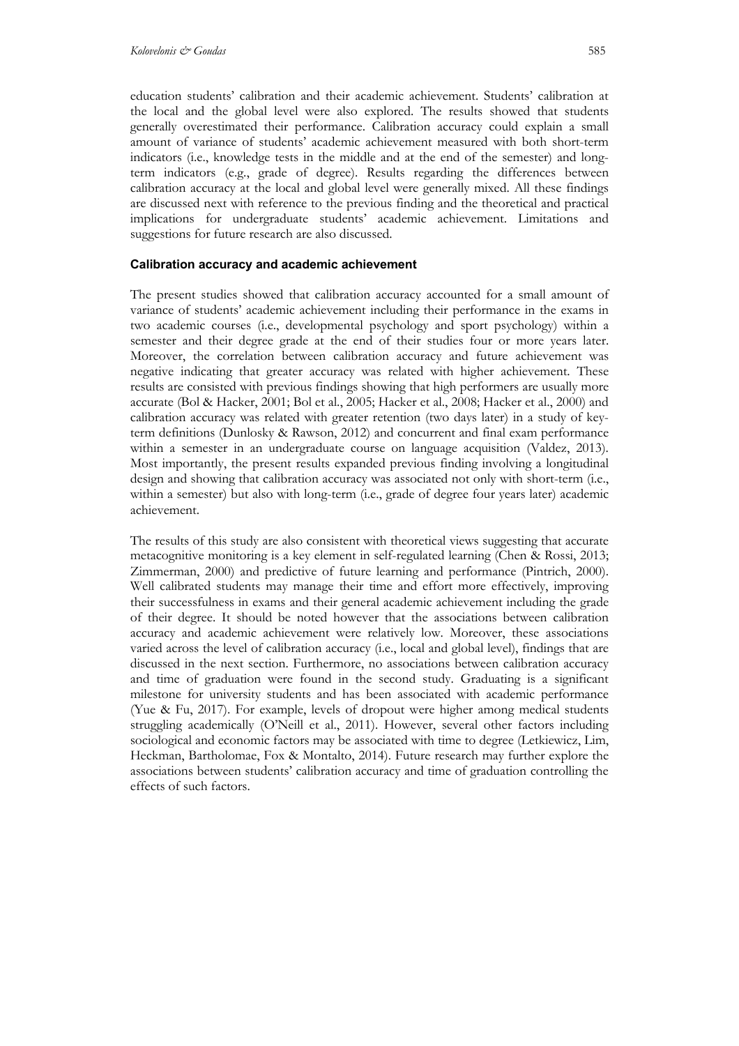education students' calibration and their academic achievement. Students' calibration at the local and the global level were also explored. The results showed that students generally overestimated their performance. Calibration accuracy could explain a small amount of variance of students' academic achievement measured with both short-term indicators (i.e., knowledge tests in the middle and at the end of the semester) and long-term indicators (e.g., grade of degree). Results regarding the differences between calibration accuracy at the local and global level were generally mixed. All these findings are discussed next with reference to the previous finding and the theoretical and practical implications for undergraduate students' academic achievement. Limitations and suggestions for future research are also discussed.

### Calibration accuracy and academic achievement

The present studies showed that calibration accuracy accounted for a small amount of variance of students' academic achievement including their performance in the exams in two academic courses (i.e., developmental psychology and sport psychology) within a semester and their degree grade at the end of their studies four or more years later. Moreover, the correlation between calibration accuracy and future achievement was negative indicating that greater accuracy was related with higher achievement. These results are consisted with previous findings showing that high performers are usually more accurate (Bol & Hacker, 2001; Bol et al., 2005; Hacker et al., 2008; Hacker et al., 2000) and calibration accuracy was related with greater retention (two days later) in a study of key-term definitions (Dunlosky & Rawson, 2012) and concurrent and final exam performance within a semester in an undergraduate course on language acquisition (Valdez, 2013). Most importantly, the present results expanded previous finding involving a longitudinal design and showing that calibration accuracy was associated not only with short-term (i.e., within a semester) but also with long-term (i.e., grade of degree four years later) academic achievement.

The results of this study are also consistent with theoretical views suggesting that accurate metacognitive monitoring is a key element in self-regulated learning (Chen & Rossi, 2013; Zimmerman, 2000) and predictive of future learning and performance (Pintrich, 2000). Well calibrated students may manage their time and effort more effectively, improving their successfulness in exams and their general academic achievement including the grade of their degree. It should be noted however that the associations between calibration accuracy and academic achievement were relatively low. Moreover, these associations varied across the level of calibration accuracy (i.e., local and global level), findings that are discussed in the next section. Furthermore, no associations between calibration accuracy and time of graduation were found in the second study. Graduating is a significant milestone for university students and has been associated with academic performance (Yue & Fu, 2017). For example, levels of dropout were higher among medical students struggling academically (O'Neill et al., 2011). However, several other factors including sociological and economic factors may be associated with time to degree (Letkiewicz, Lim, Heckman, Bartholomae, Fox & Montalto, 2014). Future research may further explore the associations between students' calibration accuracy and time of graduation controlling the effects of such factors.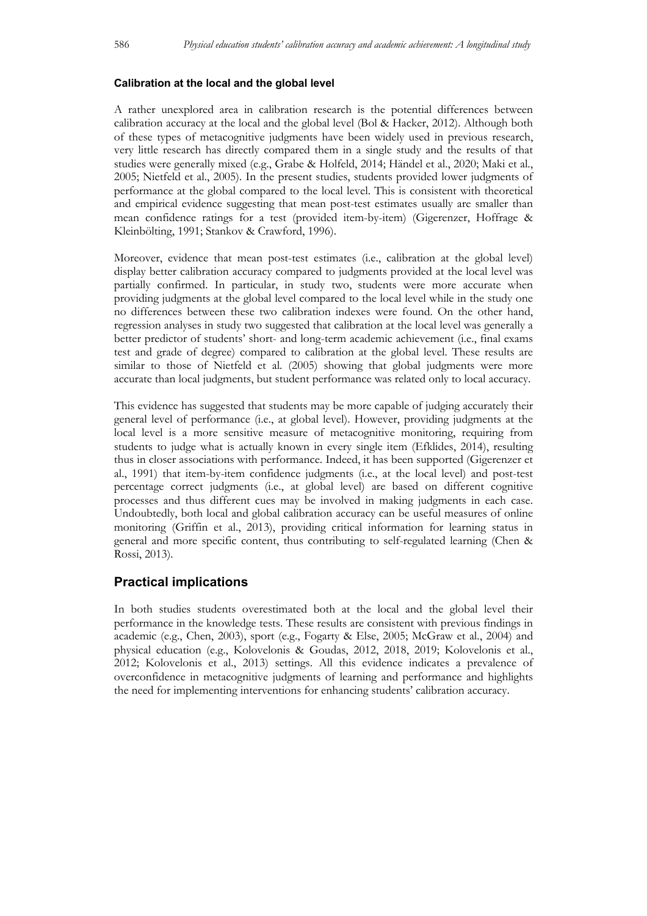### Calibration at the local and the global level

A rather unexplored area in calibration research is the potential differences between calibration accuracy at the local and the global level (Bol & Hacker, 2012). Although both of these types of metacognitive judgments have been widely used in previous research, very little research has directly compared them in a single study and the results of that studies were generally mixed (e.g., Grabe & Holfeld, 2014; Händel et al., 2020; Maki et al., 2005; Nietfeld et al., 2005). In the present studies, students provided lower judgments of performance at the global compared to the local level. This is consistent with theoretical and empirical evidence suggesting that mean post-test estimates usually are smaller than mean confidence ratings for a test (provided item-by-item) (Gigerenzer, Hoffrage & Kleinbölting, 1991; Stankov & Crawford, 1996).

Moreover, evidence that mean post-test estimates (i.e., calibration at the global level) display better calibration accuracy compared to judgments provided at the local level was partially confirmed. In particular, in study two, students were more accurate when providing judgments at the global level compared to the local level while in the study one no differences between these two calibration indexes were found. On the other hand, regression analyses in study two suggested that calibration at the local level was generally a better predictor of students' short- and long-term academic achievement (i.e., final exams test and grade of degree) compared to calibration at the global level. These results are similar to those of Nietfeld et al. (2005) showing that global judgments were more accurate than local judgments, but student performance was related only to local accuracy.

This evidence has suggested that students may be more capable of judging accurately their general level of performance (i.e., at global level). However, providing judgments at the local level is a more sensitive measure of metacognitive monitoring, requiring from students to judge what is actually known in every single item (Efklides, 2014), resulting thus in closer associations with performance. Indeed, it has been supported (Gigerenzer et al., 1991) that item-by-item confidence judgments (i.e., at the local level) and post-test percentage correct judgments (i.e., at global level) are based on different cognitive processes and thus different cues may be involved in making judgments in each case. Undoubtedly, both local and global calibration accuracy can be useful measures of online monitoring (Griffin et al., 2013), providing critical information for learning status in general and more specific content, thus contributing to self-regulated learning (Chen & Rossi, 2013).

## Practical implications

In both studies students overestimated both at the local and the global level their performance in the knowledge tests. These results are consistent with previous findings in academic (e.g., Chen, 2003), sport (e.g., Fogarty & Else, 2005; McGraw et al., 2004) and physical education (e.g., Kolovelonis & Goudas, 2012, 2018, 2019; Kolovelonis et al., 2012; Kolovelonis et al., 2013) settings. All this evidence indicates a prevalence of overconfidence in metacognitive judgments of learning and performance and highlights the need for implementing interventions for enhancing students' calibration accuracy.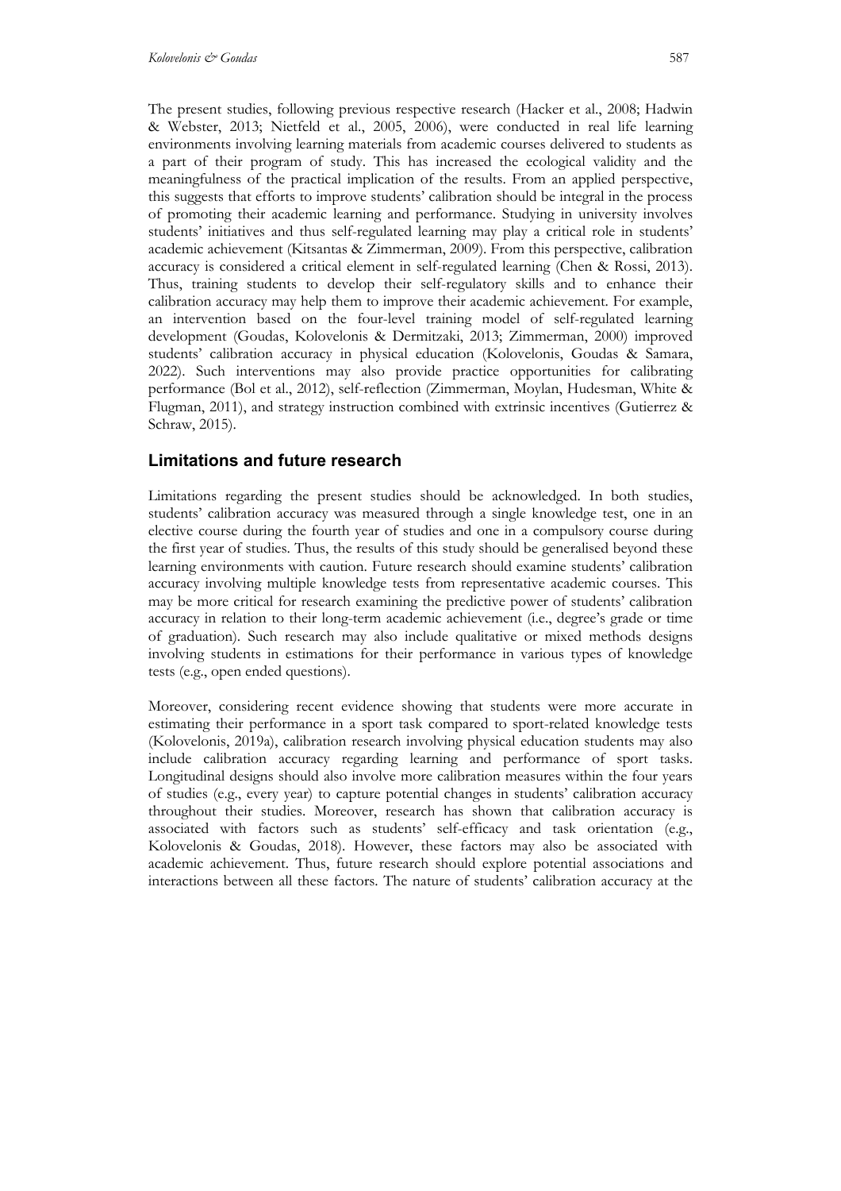The present studies, following previous respective research (Hacker et al., 2008; Hadwin & Webster, 2013; Nietfeld et al., 2005, 2006), were conducted in real life learning environments involving learning materials from academic courses delivered to students as a part of their program of study. This has increased the ecological validity and the meaningfulness of the practical implication of the results. From an applied perspective, this suggests that efforts to improve students' calibration should be integral in the process of promoting their academic learning and performance. Studying in university involves students' initiatives and thus self-regulated learning may play a critical role in students' academic achievement (Kitsantas & Zimmerman, 2009). From this perspective, calibration accuracy is considered a critical element in self-regulated learning (Chen & Rossi, 2013). Thus, training students to develop their self-regulatory skills and to enhance their calibration accuracy may help them to improve their academic achievement. For example, an intervention based on the four-level training model of self-regulated learning development (Goudas, Kolovelonis & Dermitzaki, 2013; Zimmerman, 2000) improved students' calibration accuracy in physical education (Kolovelonis, Goudas & Samara, 2022). Such interventions may also provide practice opportunities for calibrating performance (Bol et al., 2012), self-reflection (Zimmerman, Moylan, Hudesman, White & Flugman, 2011), and strategy instruction combined with extrinsic incentives (Gutierrez & Schraw, 2015).

## Limitations and future research

Limitations regarding the present studies should be acknowledged. In both studies, students' calibration accuracy was measured through a single knowledge test, one in an elective course during the fourth year of studies and one in a compulsory course during the first year of studies. Thus, the results of this study should be generalised beyond these learning environments with caution. Future research should examine students' calibration accuracy involving multiple knowledge tests from representative academic courses. This may be more critical for research examining the predictive power of students' calibration accuracy in relation to their long-term academic achievement (i.e., degree's grade or time of graduation). Such research may also include qualitative or mixed methods designs involving students in estimations for their performance in various types of knowledge tests (e.g., open ended questions).

Moreover, considering recent evidence showing that students were more accurate in estimating their performance in a sport task compared to sport-related knowledge tests (Kolovelonis, 2019a), calibration research involving physical education students may also include calibration accuracy regarding learning and performance of sport tasks. Longitudinal designs should also involve more calibration measures within the four years of studies (e.g., every year) to capture potential changes in students' calibration accuracy throughout their studies. Moreover, research has shown that calibration accuracy is associated with factors such as students' self-efficacy and task orientation (e.g., Kolovelonis & Goudas, 2018). However, these factors may also be associated with academic achievement. Thus, future research should explore potential associations and interactions between all these factors. The nature of students' calibration accuracy at the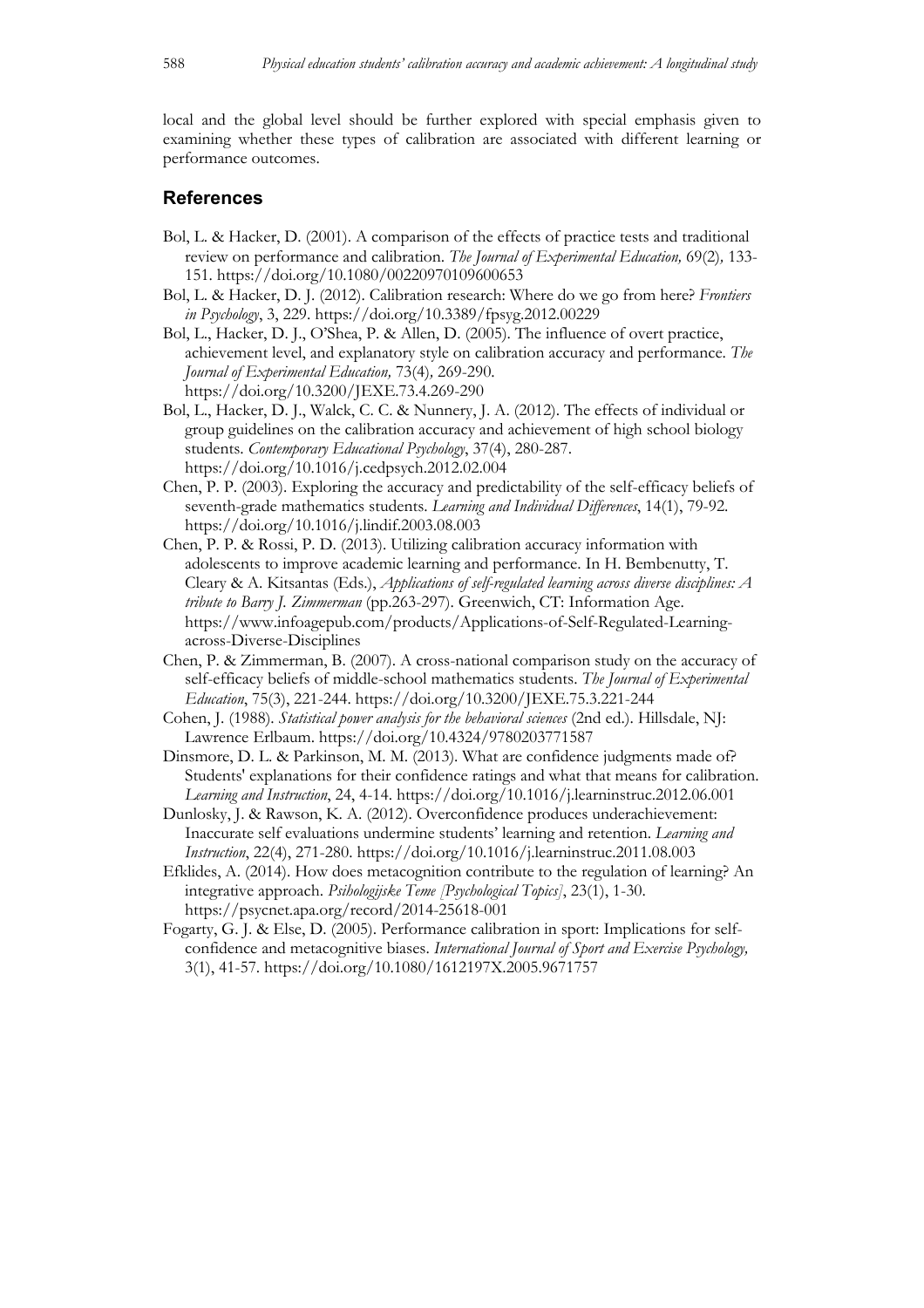local and the global level should be further explored with special emphasis given to examining whether these types of calibration are associated with different learning or performance outcomes.

## References

Bol, L. & Hacker, D. (2001). A comparison of the effects of practice tests and traditional review on performance and calibration. *The Journal of Experimental Education,* 69(2)*,* 133-151. https://doi.org/10.1080/00220970109600653

Bol, L. & Hacker, D. J. (2012). Calibration research: Where do we go from here? *Frontiers in Psychology*, 3, 229. https://doi.org/10.3389/fpsyg.2012.00229

Bol, L., Hacker, D. J., O'Shea, P. & Allen, D. (2005). The influence of overt practice, achievement level, and explanatory style on calibration accuracy and performance. *The Journal of Experimental Education,* 73(4)*,* 269-290. https://doi.org/10.3200/JEXE.73.4.269-290

Bol, L., Hacker, D. J., Walck, C. C. & Nunnery, J. A. (2012). The effects of individual or group guidelines on the calibration accuracy and achievement of high school biology students. *Contemporary Educational Psychology*, 37(4), 280-287. https://doi.org/10.1016/j.cedpsych.2012.02.004

Chen, P. P. (2003). Exploring the accuracy and predictability of the self-efficacy beliefs of seventh-grade mathematics students. *Learning and Individual Differences*, 14(1), 79-92. https://doi.org/10.1016/j.lindif.2003.08.003

Chen, P. P. & Rossi, P. D. (2013). Utilizing calibration accuracy information with adolescents to improve academic learning and performance. In H. Bembenutty, T. Cleary & A. Kitsantas (Eds.), *Applications of self-regulated learning across diverse disciplines: A tribute to Barry J. Zimmerman* (pp.263-297). Greenwich, CT: Information Age. https://www.infoagepub.com/products/Applications-of-Self-Regulated-Learning-across-Diverse-Disciplines

Chen, P. & Zimmerman, B. (2007). A cross-national comparison study on the accuracy of self-efficacy beliefs of middle-school mathematics students. *The Journal of Experimental Education*, 75(3), 221-244. https://doi.org/10.3200/JEXE.75.3.221-244

Cohen, J. (1988). *Statistical power analysis for the behavioral sciences* (2nd ed.). Hillsdale, NJ: Lawrence Erlbaum. https://doi.org/10.4324/9780203771587

Dinsmore, D. L. & Parkinson, M. M. (2013). What are confidence judgments made of? Students' explanations for their confidence ratings and what that means for calibration. *Learning and Instruction*, 24, 4-14. https://doi.org/10.1016/j.learninstruc.2012.06.001

Dunlosky, J. & Rawson, K. A. (2012). Overconfidence produces underachievement: Inaccurate self evaluations undermine students' learning and retention. *Learning and Instruction*, 22(4), 271-280. https://doi.org/10.1016/j.learninstruc.2011.08.003

Efklides, A. (2014). How does metacognition contribute to the regulation of learning? An integrative approach. *Psihologijske Teme [Psychological Topics]*, 23(1), 1-30. https://psycnet.apa.org/record/2014-25618-001

Fogarty, G. J. & Else, D. (2005). Performance calibration in sport: Implications for self-confidence and metacognitive biases. *International Journal of Sport and Exercise Psychology,* 3(1), 41-57. https://doi.org/10.1080/1612197X.2005.9671757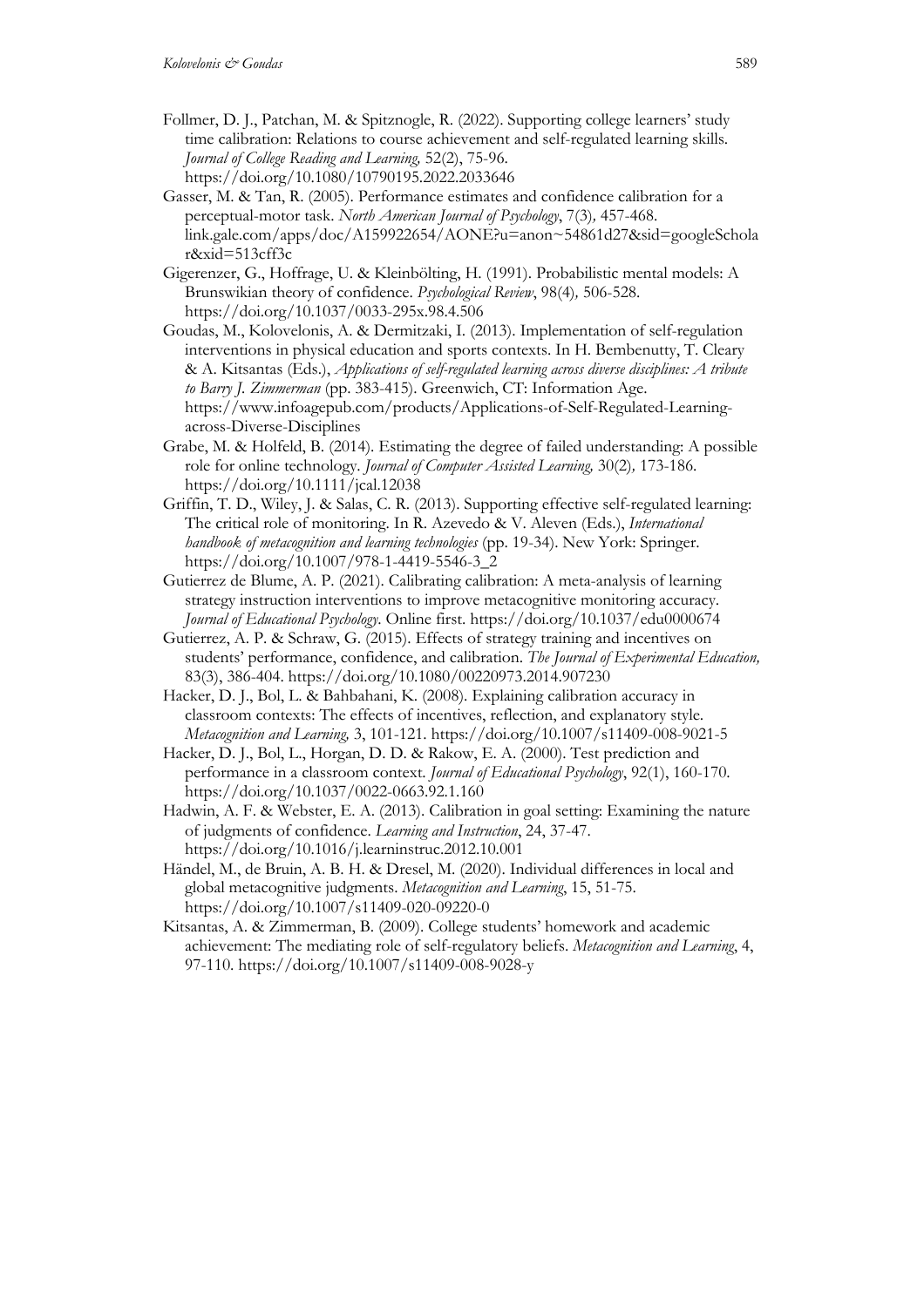Follmer, D. J., Patchan, M. & Spitznogle, R. (2022). Supporting college learners' study time calibration: Relations to course achievement and self-regulated learning skills. *Journal of College Reading and Learning,* 52(2), 75-96. https://doi.org/10.1080/10790195.2022.2033646

Gasser, M. & Tan, R. (2005). Performance estimates and confidence calibration for a perceptual-motor task. *North American Journal of Psychology*, 7(3), 457-468. link.gale.com/apps/doc/A159922654/AONE?u=anon~54861d27&sid=googleScholar&xid=513cff3c

Gigerenzer, G., Hoffrage, U. & Kleinbölting, H. (1991). Probabilistic mental models: A Brunswikian theory of confidence. *Psychological Review*, 98(4), 506-528. https://doi.org/10.1037/0033-295x.98.4.506

Goudas, M., Kolovelonis, A. & Dermitzaki, I. (2013). Implementation of self-regulation interventions in physical education and sports contexts. In H. Bembenutty, T. Cleary & A. Kitsantas (Eds.), *Applications of self-regulated learning across diverse disciplines: A tribute to Barry J. Zimmerman* (pp. 383-415). Greenwich, CT: Information Age. https://www.infoagepub.com/products/Applications-of-Self-Regulated-Learning-across-Diverse-Disciplines

Grabe, M. & Holfeld, B. (2014). Estimating the degree of failed understanding: A possible role for online technology. *Journal of Computer Assisted Learning,* 30(2), 173-186. https://doi.org/10.1111/jcal.12038

Griffin, T. D., Wiley, J. & Salas, C. R. (2013). Supporting effective self-regulated learning: The critical role of monitoring. In R. Azevedo & V. Aleven (Eds.), *International handbook of metacognition and learning technologies* (pp. 19-34). New York: Springer. https://doi.org/10.1007/978-1-4419-5546-3_2

Gutierrez de Blume, A. P. (2021). Calibrating calibration: A meta-analysis of learning strategy instruction interventions to improve metacognitive monitoring accuracy. *Journal of Educational Psychology*. Online first. https://doi.org/10.1037/edu0000674

Gutierrez, A. P. & Schraw, G. (2015). Effects of strategy training and incentives on students' performance, confidence, and calibration. *The Journal of Experimental Education,* 83(3), 386-404. https://doi.org/10.1080/00220973.2014.907230

Hacker, D. J., Bol, L. & Bahbahani, K. (2008). Explaining calibration accuracy in classroom contexts: The effects of incentives, reflection, and explanatory style. *Metacognition and Learning,* 3, 101-121. https://doi.org/10.1007/s11409-008-9021-5

Hacker, D. J., Bol, L., Horgan, D. D. & Rakow, E. A. (2000). Test prediction and performance in a classroom context. *Journal of Educational Psychology*, 92(1), 160-170. https://doi.org/10.1037/0022-0663.92.1.160

Hadwin, A. F. & Webster, E. A. (2013). Calibration in goal setting: Examining the nature of judgments of confidence. *Learning and Instruction*, 24, 37-47. https://doi.org/10.1016/j.learninstruc.2012.10.001

Händel, M., de Bruin, A. B. H. & Dresel, M. (2020). Individual differences in local and global metacognitive judgments. *Metacognition and Learning*, 15, 51-75. https://doi.org/10.1007/s11409-020-09220-0

Kitsantas, A. & Zimmerman, B. (2009). College students' homework and academic achievement: The mediating role of self-regulatory beliefs. *Metacognition and Learning*, 4, 97-110. https://doi.org/10.1007/s11409-008-9028-y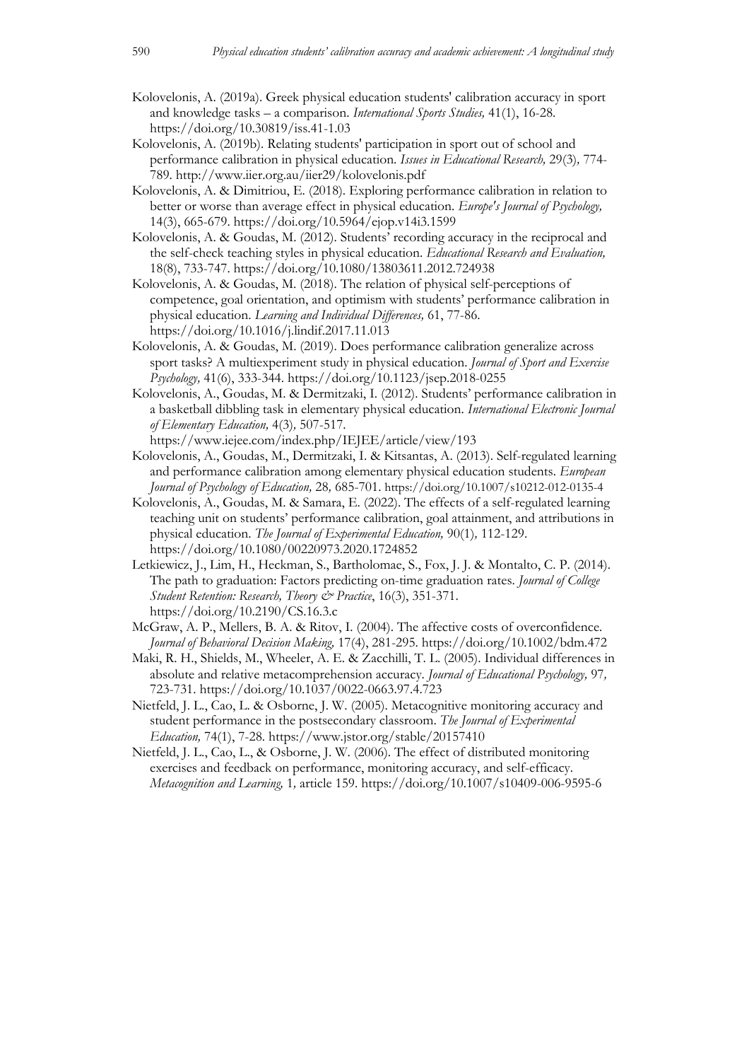Kolovelonis, A. (2019a). Greek physical education students' calibration accuracy in sport and knowledge tasks – a comparison. *International Sports Studies,* 41(1), 16-28. https://doi.org/10.30819/iss.41-1.03

Kolovelonis, A. (2019b). Relating students' participation in sport out of school and performance calibration in physical education. *Issues in Educational Research,* 29(3)*,* 774-789. http://www.iier.org.au/iier29/kolovelonis.pdf

Kolovelonis, A. & Dimitriou, E. (2018). Exploring performance calibration in relation to better or worse than average effect in physical education. *Europe's Journal of Psychology,* 14(3), 665-679. https://doi.org/10.5964/ejop.v14i3.1599

Kolovelonis, A. & Goudas, M. (2012). Students' recording accuracy in the reciprocal and the self-check teaching styles in physical education. *Educational Research and Evaluation,* 18(8), 733-747. https://doi.org/10.1080/13803611.2012.724938

Kolovelonis, A. & Goudas, M. (2018). The relation of physical self-perceptions of competence, goal orientation, and optimism with students' performance calibration in physical education. *Learning and Individual Differences,* 61, 77-86. https://doi.org/10.1016/j.lindif.2017.11.013

Kolovelonis, A. & Goudas, M. (2019). Does performance calibration generalize across sport tasks? A multiexperiment study in physical education. *Journal of Sport and Exercise Psychology,* 41(6), 333-344. https://doi.org/10.1123/jsep.2018-0255

Kolovelonis, A., Goudas, M. & Dermitzaki, I. (2012). Students' performance calibration in a basketball dibbling task in elementary physical education. *International Electronic Journal of Elementary Education,* 4(3)*,* 507-517. https://www.iejee.com/index.php/IEJEE/article/view/193

Kolovelonis, A., Goudas, M., Dermitzaki, I. & Kitsantas, A. (2013). Self-regulated learning and performance calibration among elementary physical education students. *European Journal of Psychology of Education,* 28*,* 685-701. https://doi.org/10.1007/s10212-012-0135-4

Kolovelonis, A., Goudas, M. & Samara, E. (2022). The effects of a self-regulated learning teaching unit on students' performance calibration, goal attainment, and attributions in physical education. *The Journal of Experimental Education,* 90(1)*,* 112-129. https://doi.org/10.1080/00220973.2020.1724852

Letkiewicz, J., Lim, H., Heckman, S., Bartholomae, S., Fox, J. J. & Montalto, C. P. (2014). The path to graduation: Factors predicting on-time graduation rates. *Journal of College Student Retention: Research, Theory & Practice*, 16(3), 351-371. https://doi.org/10.2190/CS.16.3.c

McGraw, A. P., Mellers, B. A. & Ritov, I. (2004). The affective costs of overconfidence. *Journal of Behavioral Decision Making,* 17(4), 281-295. https://doi.org/10.1002/bdm.472

Maki, R. H., Shields, M., Wheeler, A. E. & Zacchilli, T. L. (2005). Individual differences in absolute and relative metacomprehension accuracy. *Journal of Educational Psychology,* 97*,* 723-731. https://doi.org/10.1037/0022-0663.97.4.723

Nietfeld, J. L., Cao, L. & Osborne, J. W. (2005). Metacognitive monitoring accuracy and student performance in the postsecondary classroom. *The Journal of Experimental Education,* 74(1), 7-28. https://www.jstor.org/stable/20157410

Nietfeld, J. L., Cao, L., & Osborne, J. W. (2006). The effect of distributed monitoring exercises and feedback on performance, monitoring accuracy, and self-efficacy. *Metacognition and Learning,* 1*,* article 159. https://doi.org/10.1007/s10409-006-9595-6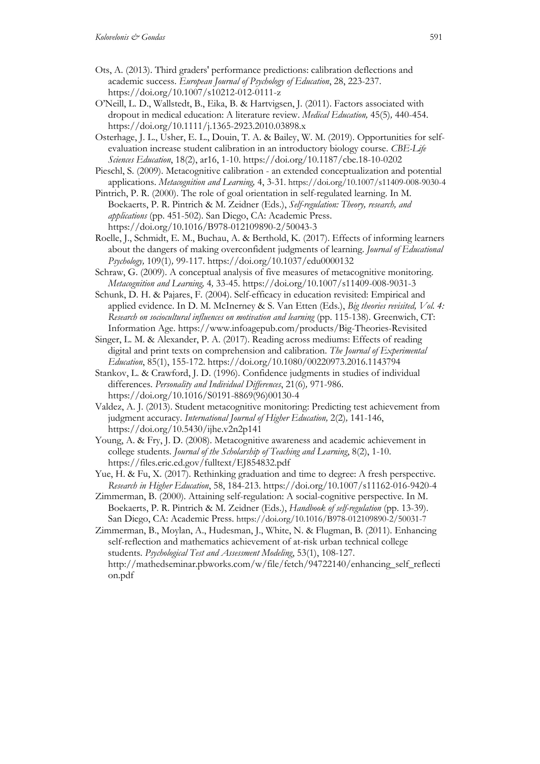Ots, A. (2013). Third graders' performance predictions: calibration deflections and academic success. *European Journal of Psychology of Education*, 28, 223-237. https://doi.org/10.1007/s10212-012-0111-z

O'Neill, L. D., Wallstedt, B., Eika, B. & Hartvigsen, J. (2011). Factors associated with dropout in medical education: A literature review. *Medical Education,* 45(5)*,* 440-454. https://doi.org/10.1111/j.1365-2923.2010.03898.x

Osterhage, J. L., Usher, E. L., Douin, T. A. & Bailey, W. M. (2019). Opportunities for self-evaluation increase student calibration in an introductory biology course. *CBE-Life Sciences Education*, 18(2), ar16, 1-10. https://doi.org/10.1187/cbe.18-10-0202

Pieschl, S. (2009). Metacognitive calibration - an extended conceptualization and potential applications. *Metacognition and Learning,* 4, 3-31. https://doi.org/10.1007/s11409-008-9030-4

Pintrich, P. R. (2000). The role of goal orientation in self-regulated learning. In M. Boekaerts, P. R. Pintrich & M. Zeidner (Eds.), *Self-regulation: Theory, research, and applications* (pp. 451-502). San Diego, CA: Academic Press. https://doi.org/10.1016/B978-012109890-2/50043-3

Roelle, J., Schmidt, E. M., Buchau, A. & Berthold, K. (2017). Effects of informing learners about the dangers of making overconfident judgments of learning. *Journal of Educational Psychology,* 109(1)*,* 99-117. https://doi.org/10.1037/edu0000132

Schraw, G. (2009). A conceptual analysis of five measures of metacognitive monitoring. *Metacognition and Learning,* 4*,* 33-45. https://doi.org/10.1007/s11409-008-9031-3

Schunk, D. H. & Pajares, F. (2004). Self-efficacy in education revisited: Empirical and applied evidence. In D. M. McInerney & S. Van Etten (Eds.), *Big theories revisited, Vol. 4: Research on sociocultural influences on motivation and learning* (pp. 115-138). Greenwich, CT: Information Age. https://www.infoagepub.com/products/Big-Theories-Revisited

Singer, L. M. & Alexander, P. A. (2017). Reading across mediums: Effects of reading digital and print texts on comprehension and calibration. *The Journal of Experimental Education*, 85(1), 155-172. https://doi.org/10.1080/00220973.2016.1143794

Stankov, L. & Crawford, J. D. (1996). Confidence judgments in studies of individual differences. *Personality and Individual Differences*, 21(6)*,* 971-986. https://doi.org/10.1016/S0191-8869(96)00130-4

Valdez, A. J. (2013). Student metacognitive monitoring: Predicting test achievement from judgment accuracy. *International Journal of Higher Education,* 2(2)*,* 141-146, https://doi.org/10.5430/ijhe.v2n2p141

Young, A. & Fry, J. D. (2008). Metacognitive awareness and academic achievement in college students. *Journal of the Scholarship of Teaching and Learning*, 8(2), 1-10. https://files.eric.ed.gov/fulltext/EJ854832.pdf

Yue, H. & Fu, X. (2017). Rethinking graduation and time to degree: A fresh perspective. *Research in Higher Education*, 58, 184-213. https://doi.org/10.1007/s11162-016-9420-4

Zimmerman, B. (2000). Attaining self-regulation: A social-cognitive perspective. In M. Boekaerts, P. R. Pintrich & M. Zeidner (Eds.), *Handbook of self-regulation* (pp. 13-39). San Diego, CA: Academic Press. https://doi.org/10.1016/B978-012109890-2/50031-7

Zimmerman, B., Moylan, A., Hudesman, J., White, N. & Flugman, B. (2011). Enhancing self-reflection and mathematics achievement of at-risk urban technical college students. *Psychological Test and Assessment Modeling*, 53(1), 108-127. http://mathedseminar.pbworks.com/w/file/fetch/94722140/enhancing_self_reflection.pdf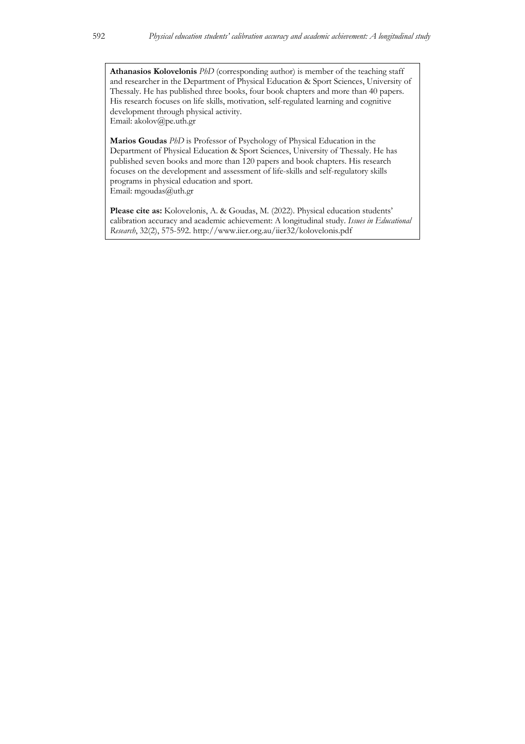**Athanasios Kolovelonis** *PhD* (corresponding author) is member of the teaching staff and researcher in the Department of Physical Education & Sport Sciences, University of Thessaly. He has published three books, four book chapters and more than 40 papers. His research focuses on life skills, motivation, self-regulated learning and cognitive development through physical activity.
Email: akolov@pe.uth.gr

**Marios Goudas** *PhD* is Professor of Psychology of Physical Education in the Department of Physical Education & Sport Sciences, University of Thessaly. He has published seven books and more than 120 papers and book chapters. His research focuses on the development and assessment of life-skills and self-regulatory skills programs in physical education and sport.
Email: mgoudas@uth.gr

**Please cite as:** Kolovelonis, A. & Goudas, M. (2022). Physical education students' calibration accuracy and academic achievement: A longitudinal study. *Issues in Educational Research*, 32(2), 575-592. http://www.iier.org.au/iier32/kolovelonis.pdf